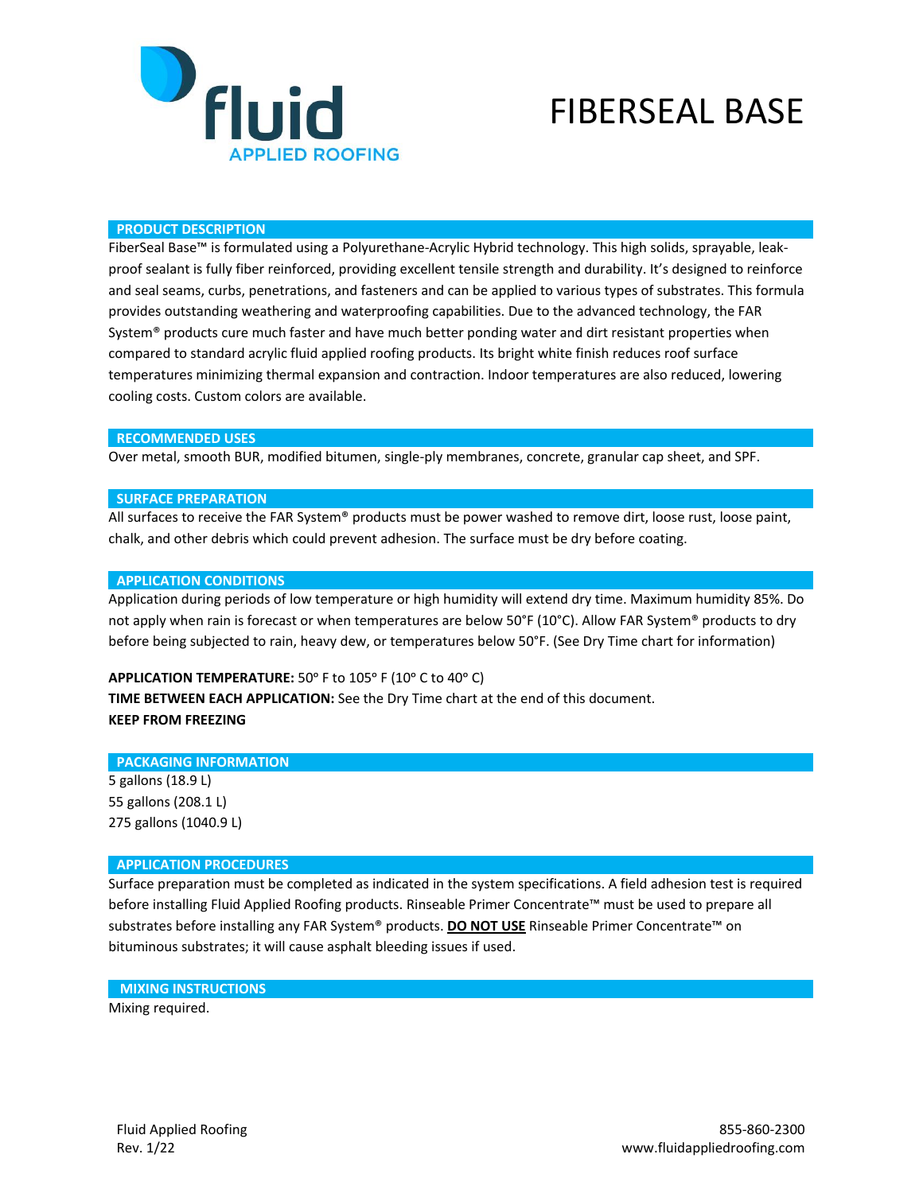fluid
APPLIED ROOFING

# FIBERSEAL BASE

## PRODUCT DESCRIPTION

FiberSeal Base™ is formulated using a Polyurethane-Acrylic Hybrid technology. This high solids, sprayable, leak-proof sealant is fully fiber reinforced, providing excellent tensile strength and durability. It's designed to reinforce and seal seams, curbs, penetrations, and fasteners and can be applied to various types of substrates. This formula provides outstanding weathering and waterproofing capabilities. Due to the advanced technology, the FAR System® products cure much faster and have much better ponding water and dirt resistant properties when compared to standard acrylic fluid applied roofing products. Its bright white finish reduces roof surface temperatures minimizing thermal expansion and contraction. Indoor temperatures are also reduced, lowering cooling costs. Custom colors are available.

## RECOMMENDED USES

Over metal, smooth BUR, modified bitumen, single-ply membranes, concrete, granular cap sheet, and SPF.

## SURFACE PREPARATION

All surfaces to receive the FAR System® products must be power washed to remove dirt, loose rust, loose paint, chalk, and other debris which could prevent adhesion. The surface must be dry before coating.

## APPLICATION CONDITIONS

Application during periods of low temperature or high humidity will extend dry time. Maximum humidity 85%. Do not apply when rain is forecast or when temperatures are below 50°F (10°C). Allow FAR System® products to dry before being subjected to rain, heavy dew, or temperatures below 50°F. (See Dry Time chart for information)

**APPLICATION TEMPERATURE:** 50° F to 105° F (10° C to 40° C)
**TIME BETWEEN EACH APPLICATION:** See the Dry Time chart at the end of this document.
**KEEP FROM FREEZING**

## PACKAGING INFORMATION

5 gallons (18.9 L)
55 gallons (208.1 L)
275 gallons (1040.9 L)

## APPLICATION PROCEDURES

Surface preparation must be completed as indicated in the system specifications. A field adhesion test is required before installing Fluid Applied Roofing products. Rinseable Primer Concentrate™ must be used to prepare all substrates before installing any FAR System® products. **DO NOT USE** Rinseable Primer Concentrate™ on bituminous substrates; it will cause asphalt bleeding issues if used.

## MIXING INSTRUCTIONS

Mixing required.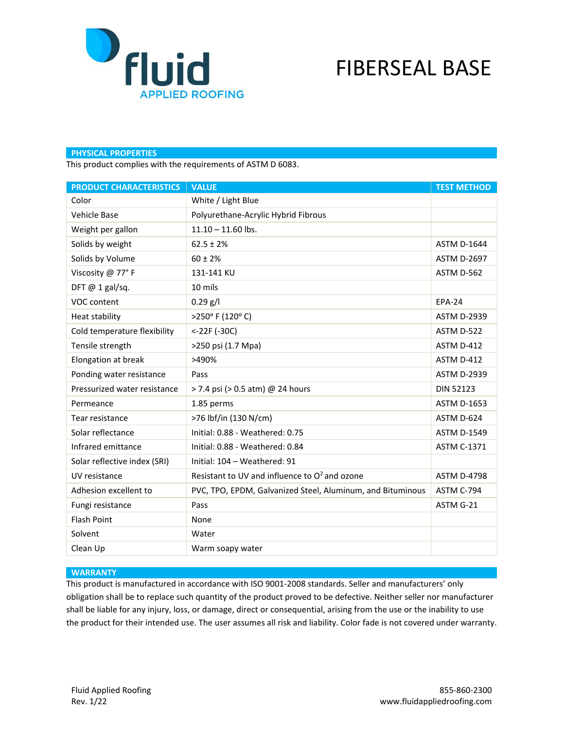# FIBERSEAL BASE

## PHYSICAL PROPERTIES

This product complies with the requirements of ASTM D 6083.

| PRODUCT CHARACTERISTICS | VALUE | TEST METHOD |
|---|---|---|
| Color | White / Light Blue | |
| Vehicle Base | Polyurethane-Acrylic Hybrid Fibrous | |
| Weight per gallon | 11.10 – 11.60 lbs. | |
| Solids by weight | 62.5 ± 2% | ASTM D-1644 |
| Solids by Volume | 60 ± 2% | ASTM D-2697 |
| Viscosity @ 77° F | 131-141 KU | ASTM D-562 |
| DFT @ 1 gal/sq. | 10 mils | |
| VOC content | 0.29 g/l | EPA-24 |
| Heat stability | >250° F (120° C) | ASTM D-2939 |
| Cold temperature flexibility | <-22F (-30C) | ASTM D-522 |
| Tensile strength | >250 psi (1.7 Mpa) | ASTM D-412 |
| Elongation at break | >490% | ASTM D-412 |
| Ponding water resistance | Pass | ASTM D-2939 |
| Pressurized water resistance | > 7.4 psi (> 0.5 atm) @ 24 hours | DIN 52123 |
| Permeance | 1.85 perms | ASTM D-1653 |
| Tear resistance | >76 lbf/in (130 N/cm) | ASTM D-624 |
| Solar reflectance | Initial: 0.88 - Weathered: 0.75 | ASTM D-1549 |
| Infrared emittance | Initial: 0.88 - Weathered: 0.84 | ASTM C-1371 |
| Solar reflective index (SRI) | Initial: 104 – Weathered: 91 | |
| UV resistance | Resistant to UV and influence to $O^2$ and ozone | ASTM D-4798 |
| Adhesion excellent to | PVC, TPO, EPDM, Galvanized Steel, Aluminum, and Bituminous | ASTM C-794 |
| Fungi resistance | Pass | ASTM G-21 |
| Flash Point | None | |
| Solvent | Water | |
| Clean Up | Warm soapy water | |

## WARRANTY

This product is manufactured in accordance with ISO 9001-2008 standards. Seller and manufacturers' only obligation shall be to replace such quantity of the product proved to be defective. Neither seller nor manufacturer shall be liable for any injury, loss, or damage, direct or consequential, arising from the use or the inability to use the product for their intended use. The user assumes all risk and liability. Color fade is not covered under warranty.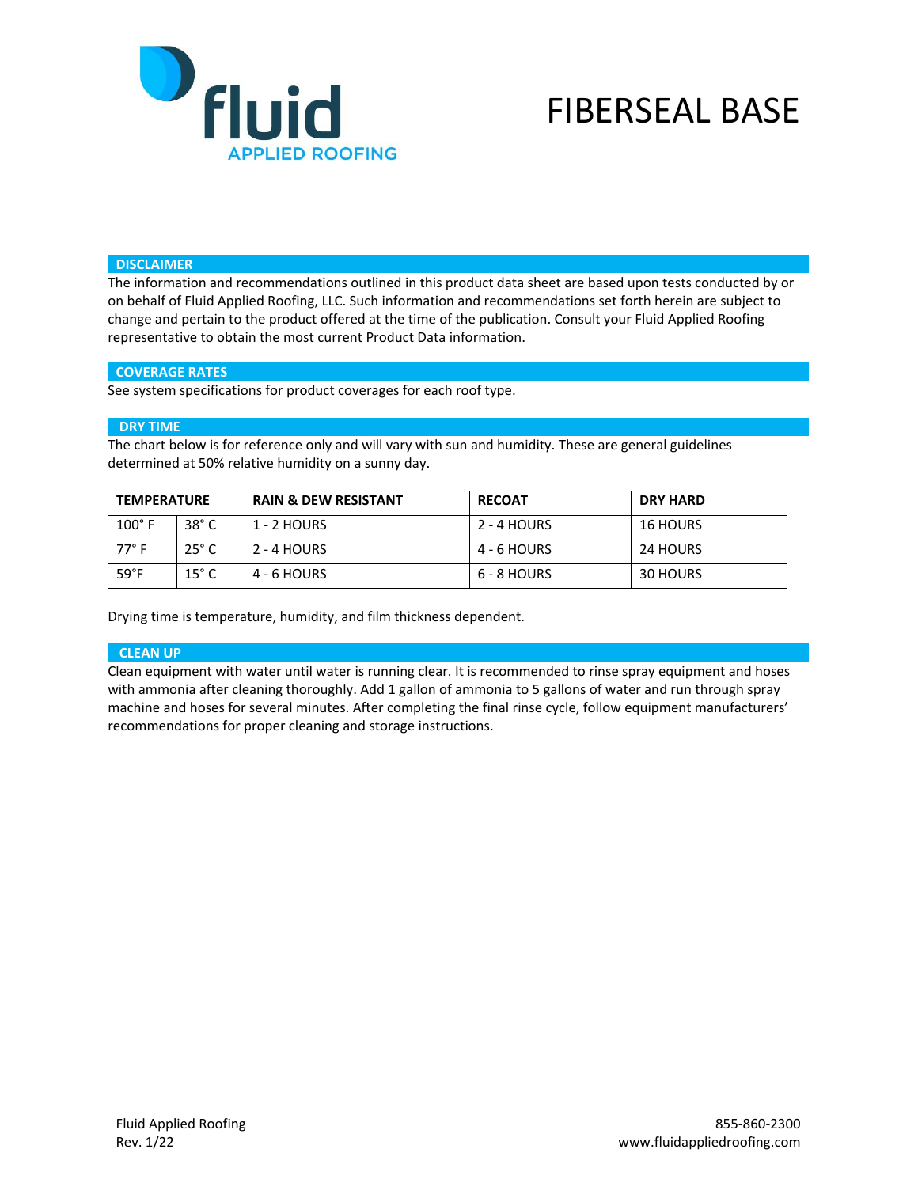# FIBERSEAL BASE

## DISCLAIMER

The information and recommendations outlined in this product data sheet are based upon tests conducted by or on behalf of Fluid Applied Roofing, LLC. Such information and recommendations set forth herein are subject to change and pertain to the product offered at the time of the publication. Consult your Fluid Applied Roofing representative to obtain the most current Product Data information.

## COVERAGE RATES

See system specifications for product coverages for each roof type.

## DRY TIME

The chart below is for reference only and will vary with sun and humidity. These are general guidelines determined at 50% relative humidity on a sunny day.

| TEMPERATURE | | RAIN & DEW RESISTANT | RECOAT | DRY HARD |
|---|---|---|---|---|
| 100° F | 38° C | 1 - 2 HOURS | 2 - 4 HOURS | 16 HOURS |
| 77° F | 25° C | 2 - 4 HOURS | 4 - 6 HOURS | 24 HOURS |
| 59°F | 15° C | 4 - 6 HOURS | 6 - 8 HOURS | 30 HOURS |

Drying time is temperature, humidity, and film thickness dependent.

## CLEAN UP

Clean equipment with water until water is running clear. It is recommended to rinse spray equipment and hoses with ammonia after cleaning thoroughly. Add 1 gallon of ammonia to 5 gallons of water and run through spray machine and hoses for several minutes. After completing the final rinse cycle, follow equipment manufacturers' recommendations for proper cleaning and storage instructions.

Fluid Applied Roofing
Rev. 1/22

855-860-2300
www.fluidappliedroofing.com